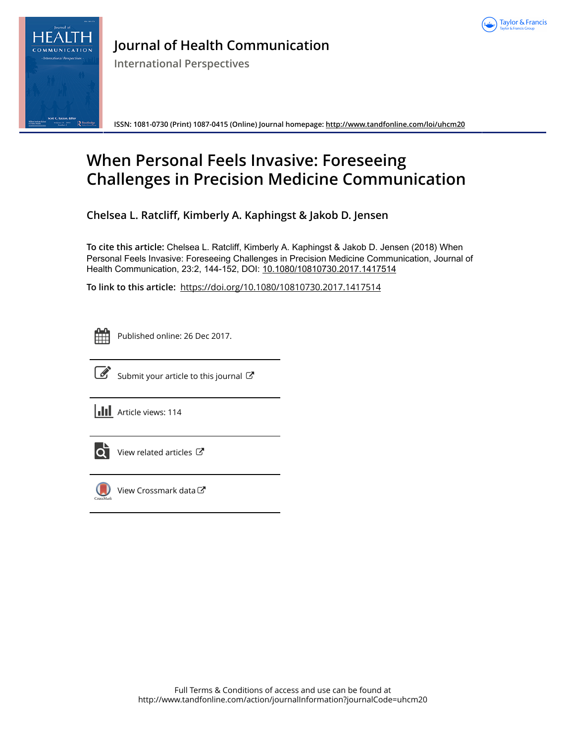# Journal of Health Communication

## International Perspectives

ISSN: 1081-0730 (Print) 1087-0415 (Online) Journal homepage: http://www.tandfonline.com/loi/uhcm20

# When Personal Feels Invasive: Foreseeing Challenges in Precision Medicine Communication

**Chelsea L. Ratcliff, Kimberly A. Kaphingst & Jakob D. Jensen**

**To cite this article:** Chelsea L. Ratcliff, Kimberly A. Kaphingst & Jakob D. Jensen (2018) When Personal Feels Invasive: Foreseeing Challenges in Precision Medicine Communication, Journal of Health Communication, 23:2, 144-152, DOI: 10.1080/10810730.2017.1417514

**To link to this article:** https://doi.org/10.1080/10810730.2017.1417514

Published online: 26 Dec 2017.

Submit your article to this journal

Article views: 114

View related articles

View Crossmark data

Full Terms & Conditions of access and use can be found at
http://www.tandfonline.com/action/journalInformation?journalCode=uhcm20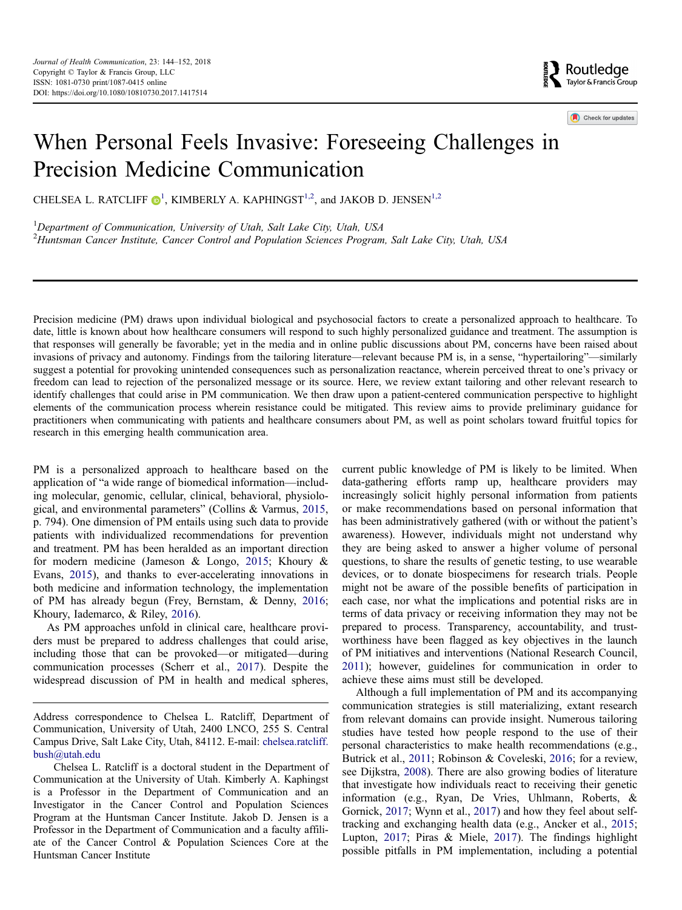# When Personal Feels Invasive: Foreseeing Challenges in Precision Medicine Communication

CHELSEA L. RATCLIFF [1], KIMBERLY A. KAPHINGST [1,2], and JAKOB D. JENSEN [1,2]

[1] *Department of Communication, University of Utah, Salt Lake City, Utah, USA*
[2] *Huntsman Cancer Institute, Cancer Control and Population Sciences Program, Salt Lake City, Utah, USA*

Precision medicine (PM) draws upon individual biological and psychosocial factors to create a personalized approach to healthcare. To date, little is known about how healthcare consumers will respond to such highly personalized guidance and treatment. The assumption is that responses will generally be favorable; yet in the media and in online public discussions about PM, concerns have been raised about invasions of privacy and autonomy. Findings from the tailoring literature—relevant because PM is, in a sense, "hypertailoring"—similarly suggest a potential for provoking unintended consequences such as personalization reactance, wherein perceived threat to one's privacy or freedom can lead to rejection of the personalized message or its source. Here, we review extant tailoring and other relevant research to identify challenges that could arise in PM communication. We then draw upon a patient-centered communication perspective to highlight elements of the communication process wherein resistance could be mitigated. This review aims to provide preliminary guidance for practitioners when communicating with patients and healthcare consumers about PM, as well as point scholars toward fruitful topics for research in this emerging health communication area.

PM is a personalized approach to healthcare based on the application of "a wide range of biomedical information—including molecular, genomic, cellular, clinical, behavioral, physiological, and environmental parameters" (Collins & Varmus, 2015, p. 794). One dimension of PM entails using such data to provide patients with individualized recommendations for prevention and treatment. PM has been heralded as an important direction for modern medicine (Jameson & Longo, 2015; Khoury & Evans, 2015), and thanks to ever-accelerating innovations in both medicine and information technology, the implementation of PM has already begun (Frey, Bernstam, & Denny, 2016; Khoury, Iademarco, & Riley, 2016).

As PM approaches unfold in clinical care, healthcare providers must be prepared to address challenges that could arise, including those that can be provoked—or mitigated—during communication processes (Scherr et al., 2017). Despite the widespread discussion of PM in health and medical spheres, current public knowledge of PM is likely to be limited. When data-gathering efforts ramp up, healthcare providers may increasingly solicit highly personal information from patients or make recommendations based on personal information that has been administratively gathered (with or without the patient's awareness). However, individuals might not understand why they are being asked to answer a higher volume of personal questions, to share the results of genetic testing, to use wearable devices, or to donate biospecimens for research trials. People might not be aware of the possible benefits of participation in each case, nor what the implications and potential risks are in terms of data privacy or receiving information they may not be prepared to process. Transparency, accountability, and trustworthiness have been flagged as key objectives in the launch of PM initiatives and interventions (National Research Council, 2011); however, guidelines for communication in order to achieve these aims must still be developed.

Although a full implementation of PM and its accompanying communication strategies is still materializing, extant research from relevant domains can provide insight. Numerous tailoring studies have tested how people respond to the use of their personal characteristics to make health recommendations (e.g., Butrick et al., 2011; Robinson & Coveleski, 2016; for a review, see Dijkstra, 2008). There are also growing bodies of literature that investigate how individuals react to receiving their genetic information (e.g., Ryan, De Vries, Uhlmann, Roberts, & Gornick, 2017; Wynn et al., 2017) and how they feel about self-tracking and exchanging health data (e.g., Ancker et al., 2015; Lupton, 2017; Piras & Miele, 2017). The findings highlight possible pitfalls in PM implementation, including a potential

Address correspondence to Chelsea L. Ratcliff, Department of Communication, University of Utah, 2400 LNCO, 255 S. Central Campus Drive, Salt Lake City, Utah, 84112. E-mail: chelsea.ratcliff.bush@utah.edu

Chelsea L. Ratcliff is a doctoral student in the Department of Communication at the University of Utah. Kimberly A. Kaphingst is a Professor in the Department of Communication and an Investigator in the Cancer Control and Population Sciences Program at the Huntsman Cancer Institute. Jakob D. Jensen is a Professor in the Department of Communication and a faculty affiliate of the Cancer Control & Population Sciences Core at the Huntsman Cancer Institute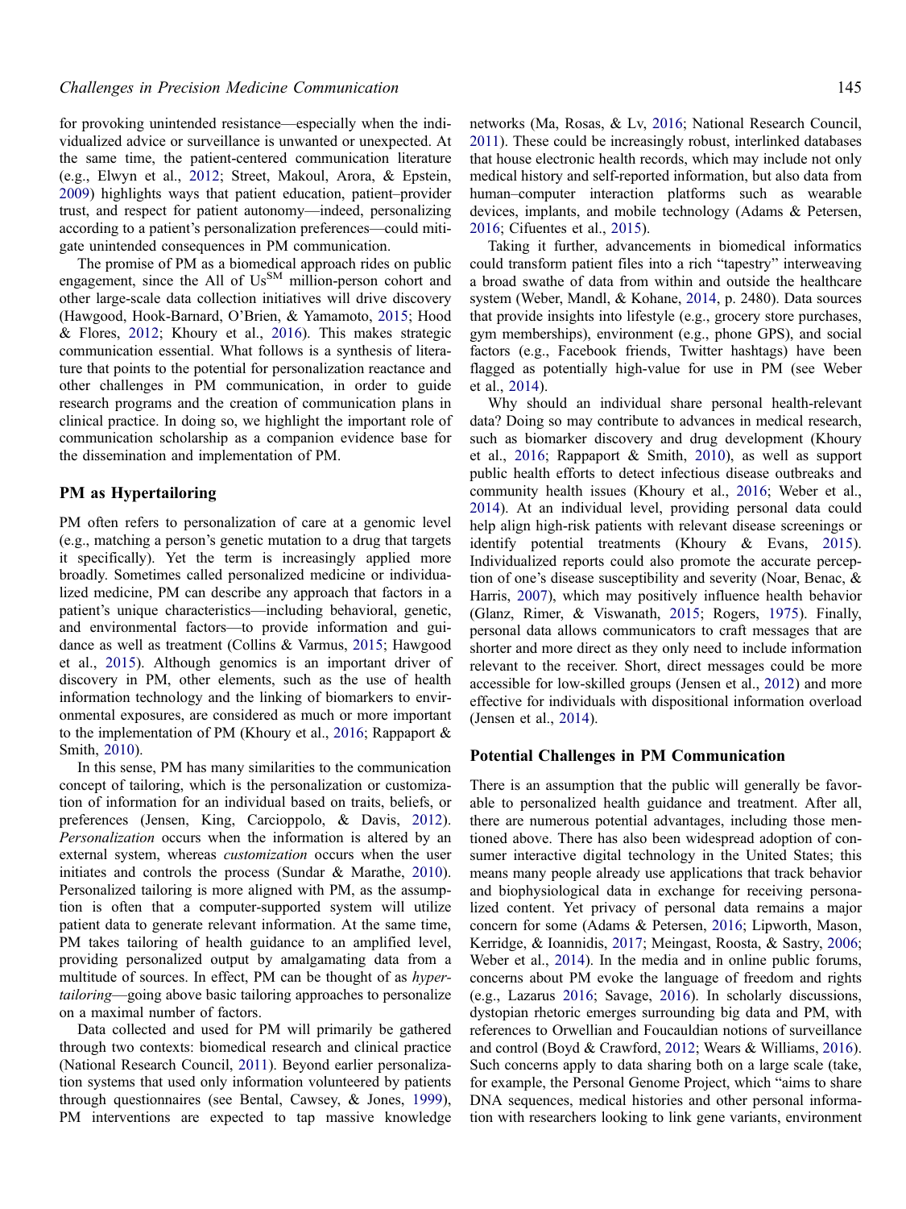for provoking unintended resistance—especially when the individualized advice or surveillance is unwanted or unexpected. At the same time, the patient-centered communication literature (e.g., Elwyn et al., 2012; Street, Makoul, Arora, & Epstein, 2009) highlights ways that patient education, patient–provider trust, and respect for patient autonomy—indeed, personalizing according to a patient's personalization preferences—could mitigate unintended consequences in PM communication.

The promise of PM as a biomedical approach rides on public engagement, since the All of Us[SM] million-person cohort and other large-scale data collection initiatives will drive discovery (Hawgood, Hook-Barnard, O'Brien, & Yamamoto, 2015; Hood & Flores, 2012; Khoury et al., 2016). This makes strategic communication essential. What follows is a synthesis of literature that points to the potential for personalization reactance and other challenges in PM communication, in order to guide research programs and the creation of communication plans in clinical practice. In doing so, we highlight the important role of communication scholarship as a companion evidence base for the dissemination and implementation of PM.

## PM as Hypertailoring

PM often refers to personalization of care at a genomic level (e.g., matching a person's genetic mutation to a drug that targets it specifically). Yet the term is increasingly applied more broadly. Sometimes called personalized medicine or individualized medicine, PM can describe any approach that factors in a patient's unique characteristics—including behavioral, genetic, and environmental factors—to provide information and guidance as well as treatment (Collins & Varmus, 2015; Hawgood et al., 2015). Although genomics is an important driver of discovery in PM, other elements, such as the use of health information technology and the linking of biomarkers to environmental exposures, are considered as much or more important to the implementation of PM (Khoury et al., 2016; Rappaport & Smith, 2010).

In this sense, PM has many similarities to the communication concept of tailoring, which is the personalization or customization of information for an individual based on traits, beliefs, or preferences (Jensen, King, Carcioppolo, & Davis, 2012). *Personalization* occurs when the information is altered by an external system, whereas *customization* occurs when the user initiates and controls the process (Sundar & Marathe, 2010). Personalized tailoring is more aligned with PM, as the assumption is often that a computer-supported system will utilize patient data to generate relevant information. At the same time, PM takes tailoring of health guidance to an amplified level, providing personalized output by amalgamating data from a multitude of sources. In effect, PM can be thought of as *hypertailoring*—going above basic tailoring approaches to personalize on a maximal number of factors.

Data collected and used for PM will primarily be gathered through two contexts: biomedical research and clinical practice (National Research Council, 2011). Beyond earlier personalization systems that used only information volunteered by patients through questionnaires (see Bental, Cawsey, & Jones, 1999), PM interventions are expected to tap massive knowledge networks (Ma, Rosas, & Lv, 2016; National Research Council, 2011). These could be increasingly robust, interlinked databases that house electronic health records, which may include not only medical history and self-reported information, but also data from human–computer interaction platforms such as wearable devices, implants, and mobile technology (Adams & Petersen, 2016; Cifuentes et al., 2015).

Taking it further, advancements in biomedical informatics could transform patient files into a rich "tapestry" interweaving a broad swathe of data from within and outside the healthcare system (Weber, Mandl, & Kohane, 2014, p. 2480). Data sources that provide insights into lifestyle (e.g., grocery store purchases, gym memberships), environment (e.g., phone GPS), and social factors (e.g., Facebook friends, Twitter hashtags) have been flagged as potentially high-value for use in PM (see Weber et al., 2014).

Why should an individual share personal health-relevant data? Doing so may contribute to advances in medical research, such as biomarker discovery and drug development (Khoury et al., 2016; Rappaport & Smith, 2010), as well as support public health efforts to detect infectious disease outbreaks and community health issues (Khoury et al., 2016; Weber et al., 2014). At an individual level, providing personal data could help align high-risk patients with relevant disease screenings or identify potential treatments (Khoury & Evans, 2015). Individualized reports could also promote the accurate perception of one's disease susceptibility and severity (Noar, Benac, & Harris, 2007), which may positively influence health behavior (Glanz, Rimer, & Viswanath, 2015; Rogers, 1975). Finally, personal data allows communicators to craft messages that are shorter and more direct as they only need to include information relevant to the receiver. Short, direct messages could be more accessible for low-skilled groups (Jensen et al., 2012) and more effective for individuals with dispositional information overload (Jensen et al., 2014).

## Potential Challenges in PM Communication

There is an assumption that the public will generally be favorable to personalized health guidance and treatment. After all, there are numerous potential advantages, including those mentioned above. There has also been widespread adoption of consumer interactive digital technology in the United States; this means many people already use applications that track behavior and biophysiological data in exchange for receiving personalized content. Yet privacy of personal data remains a major concern for some (Adams & Petersen, 2016; Lipworth, Mason, Kerridge, & Ioannidis, 2017; Meingast, Roosta, & Sastry, 2006; Weber et al., 2014). In the media and in online public forums, concerns about PM evoke the language of freedom and rights (e.g., Lazarus 2016; Savage, 2016). In scholarly discussions, dystopian rhetoric emerges surrounding big data and PM, with references to Orwellian and Foucauldian notions of surveillance and control (Boyd & Crawford, 2012; Wears & Williams, 2016). Such concerns apply to data sharing both on a large scale (take, for example, the Personal Genome Project, which "aims to share DNA sequences, medical histories and other personal information with researchers looking to link gene variants, environment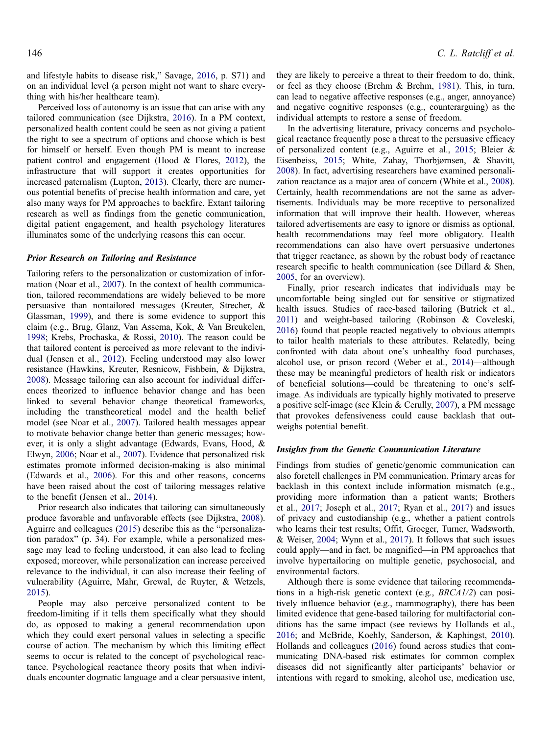and lifestyle habits to disease risk," Savage, 2016, p. S71) and on an individual level (a person might not want to share everything with his/her healthcare team).

Perceived loss of autonomy is an issue that can arise with any tailored communication (see Dijkstra, 2016). In a PM context, personalized health content could be seen as not giving a patient the right to see a spectrum of options and choose which is best for himself or herself. Even though PM is meant to increase patient control and engagement (Hood & Flores, 2012), the infrastructure that will support it creates opportunities for increased paternalism (Lupton, 2013). Clearly, there are numerous potential benefits of precise health information and care, yet also many ways for PM approaches to backfire. Extant tailoring research as well as findings from the genetic communication, digital patient engagement, and health psychology literatures illuminates some of the underlying reasons this can occur.

### *Prior Research on Tailoring and Resistance*

Tailoring refers to the personalization or customization of information (Noar et al., 2007). In the context of health communication, tailored recommendations are widely believed to be more persuasive than nontailored messages (Kreuter, Strecher, & Glassman, 1999), and there is some evidence to support this claim (e.g., Brug, Glanz, Van Assema, Kok, & Van Breukelen, 1998; Krebs, Prochaska, & Rossi, 2010). The reason could be that tailored content is perceived as more relevant to the individual (Jensen et al., 2012). Feeling understood may also lower resistance (Hawkins, Kreuter, Resnicow, Fishbein, & Dijkstra, 2008). Message tailoring can also account for individual differences theorized to influence behavior change and has been linked to several behavior change theoretical frameworks, including the transtheoretical model and the health belief model (see Noar et al., 2007). Tailored health messages appear to motivate behavior change better than generic messages; however, it is only a slight advantage (Edwards, Evans, Hood, & Elwyn, 2006; Noar et al., 2007). Evidence that personalized risk estimates promote informed decision-making is also minimal (Edwards et al., 2006). For this and other reasons, concerns have been raised about the cost of tailoring messages relative to the benefit (Jensen et al., 2014).

Prior research also indicates that tailoring can simultaneously produce favorable and unfavorable effects (see Dijkstra, 2008). Aguirre and colleagues (2015) describe this as the "personalization paradox" (p. 34). For example, while a personalized message may lead to feeling understood, it can also lead to feeling exposed; moreover, while personalization can increase perceived relevance to the individual, it can also increase their feeling of vulnerability (Aguirre, Mahr, Grewal, de Ruyter, & Wetzels, 2015).

People may also perceive personalized content to be freedom-limiting if it tells them specifically what they should do, as opposed to making a general recommendation upon which they could exert personal values in selecting a specific course of action. The mechanism by which this limiting effect seems to occur is related to the concept of psychological reactance. Psychological reactance theory posits that when individuals encounter dogmatic language and a clear persuasive intent, they are likely to perceive a threat to their freedom to do, think, or feel as they choose (Brehm & Brehm, 1981). This, in turn, can lead to negative affective responses (e.g., anger, annoyance) and negative cognitive responses (e.g., counterarguing) as the individual attempts to restore a sense of freedom.

In the advertising literature, privacy concerns and psychological reactance frequently pose a threat to the persuasive efficacy of personalized content (e.g., Aguirre et al., 2015; Bleier & Eisenbeiss, 2015; White, Zahay, Thorbjørnsen, & Shavitt, 2008). In fact, advertising researchers have examined personalization reactance as a major area of concern (White et al., 2008). Certainly, health recommendations are not the same as advertisements. Individuals may be more receptive to personalized information that will improve their health. However, whereas tailored advertisements are easy to ignore or dismiss as optional, health recommendations may feel more obligatory. Health recommendations can also have overt persuasive undertones that trigger reactance, as shown by the robust body of reactance research specific to health communication (see Dillard & Shen, 2005, for an overview).

Finally, prior research indicates that individuals may be uncomfortable being singled out for sensitive or stigmatized health issues. Studies of race-based tailoring (Butrick et al., 2011) and weight-based tailoring (Robinson & Coveleski, 2016) found that people reacted negatively to obvious attempts to tailor health materials to these attributes. Relatedly, being confronted with data about one's unhealthy food purchases, alcohol use, or prison record (Weber et al., 2014)—although these may be meaningful predictors of health risk or indicators of beneficial solutions—could be threatening to one's self-image. As individuals are typically highly motivated to preserve a positive self-image (see Klein & Cerully, 2007), a PM message that provokes defensiveness could cause backlash that outweighs potential benefit.

### *Insights from the Genetic Communication Literature*

Findings from studies of genetic/genomic communication can also foretell challenges in PM communication. Primary areas for backlash in this context include information mismatch (e.g., providing more information than a patient wants; Brothers et al., 2017; Joseph et al., 2017; Ryan et al., 2017) and issues of privacy and custodianship (e.g., whether a patient controls who learns their test results; Offit, Groeger, Turner, Wadsworth, & Weiser, 2004; Wynn et al., 2017). It follows that such issues could apply—and in fact, be magnified—in PM approaches that involve hypertailoring on multiple genetic, psychosocial, and environmental factors.

Although there is some evidence that tailoring recommendations in a high-risk genetic context (e.g., *BRCA1/2*) can positively influence behavior (e.g., mammography), there has been limited evidence that gene-based tailoring for multifactorial conditions has the same impact (see reviews by Hollands et al., 2016; and McBride, Koehly, Sanderson, & Kaphingst, 2010). Hollands and colleagues (2016) found across studies that communicating DNA-based risk estimates for common complex diseases did not significantly alter participants' behavior or intentions with regard to smoking, alcohol use, medication use,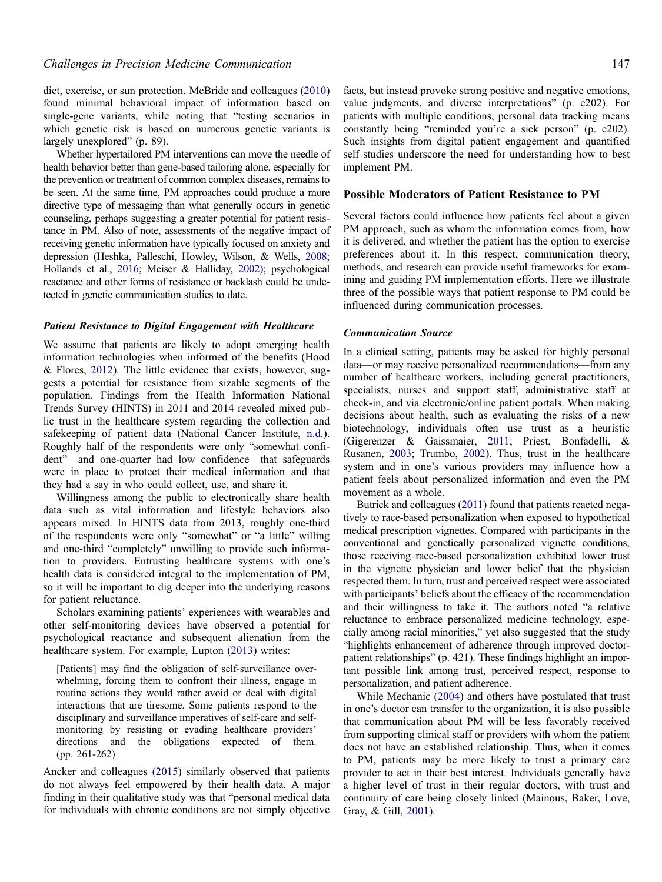diet, exercise, or sun protection. McBride and colleagues (2010) found minimal behavioral impact of information based on single-gene variants, while noting that "testing scenarios in which genetic risk is based on numerous genetic variants is largely unexplored" (p. 89).

Whether hypertailored PM interventions can move the needle of health behavior better than gene-based tailoring alone, especially for the prevention or treatment of common complex diseases, remains to be seen. At the same time, PM approaches could produce a more directive type of messaging than what generally occurs in genetic counseling, perhaps suggesting a greater potential for patient resistance in PM. Also of note, assessments of the negative impact of receiving genetic information have typically focused on anxiety and depression (Heshka, Palleschi, Howley, Wilson, & Wells, 2008; Hollands et al., 2016; Meiser & Halliday, 2002); psychological reactance and other forms of resistance or backlash could be undetected in genetic communication studies to date.

#### *Patient Resistance to Digital Engagement with Healthcare*

We assume that patients are likely to adopt emerging health information technologies when informed of the benefits (Hood & Flores, 2012). The little evidence that exists, however, suggests a potential for resistance from sizable segments of the population. Findings from the Health Information National Trends Survey (HINTS) in 2011 and 2014 revealed mixed public trust in the healthcare system regarding the collection and safekeeping of patient data (National Cancer Institute, n.d.). Roughly half of the respondents were only "somewhat confident"—and one-quarter had low confidence—that safeguards were in place to protect their medical information and that they had a say in who could collect, use, and share it.

Willingness among the public to electronically share health data such as vital information and lifestyle behaviors also appears mixed. In HINTS data from 2013, roughly one-third of the respondents were only "somewhat" or "a little" willing and one-third "completely" unwilling to provide such information to providers. Entrusting healthcare systems with one's health data is considered integral to the implementation of PM, so it will be important to dig deeper into the underlying reasons for patient reluctance.

Scholars examining patients' experiences with wearables and other self-monitoring devices have observed a potential for psychological reactance and subsequent alienation from the healthcare system. For example, Lupton (2013) writes:

> [Patients] may find the obligation of self-surveillance overwhelming, forcing them to confront their illness, engage in routine actions they would rather avoid or deal with digital interactions that are tiresome. Some patients respond to the disciplinary and surveillance imperatives of self-care and self-monitoring by resisting or evading healthcare providers' directions and the obligations expected of them. (pp. 261-262)

Ancker and colleagues (2015) similarly observed that patients do not always feel empowered by their health data. A major finding in their qualitative study was that "personal medical data for individuals with chronic conditions are not simply objective facts, but instead provoke strong positive and negative emotions, value judgments, and diverse interpretations" (p. e202). For patients with multiple conditions, personal data tracking means constantly being "reminded you're a sick person" (p. e202). Such insights from digital patient engagement and quantified self studies underscore the need for understanding how to best implement PM.

### Possible Moderators of Patient Resistance to PM

Several factors could influence how patients feel about a given PM approach, such as whom the information comes from, how it is delivered, and whether the patient has the option to exercise preferences about it. In this respect, communication theory, methods, and research can provide useful frameworks for examining and guiding PM implementation efforts. Here we illustrate three of the possible ways that patient response to PM could be influenced during communication processes.

#### *Communication Source*

In a clinical setting, patients may be asked for highly personal data—or may receive personalized recommendations—from any number of healthcare workers, including general practitioners, specialists, nurses and support staff, administrative staff at check-in, and via electronic/online patient portals. When making decisions about health, such as evaluating the risks of a new biotechnology, individuals often use trust as a heuristic (Gigerenzer & Gaissmaier, 2011; Priest, Bonfadelli, & Rusanen, 2003; Trumbo, 2002). Thus, trust in the healthcare system and in one's various providers may influence how a patient feels about personalized information and even the PM movement as a whole.

Butrick and colleagues (2011) found that patients reacted negatively to race-based personalization when exposed to hypothetical medical prescription vignettes. Compared with participants in the conventional and genetically personalized vignette conditions, those receiving race-based personalization exhibited lower trust in the vignette physician and lower belief that the physician respected them. In turn, trust and perceived respect were associated with participants' beliefs about the efficacy of the recommendation and their willingness to take it. The authors noted "a relative reluctance to embrace personalized medicine technology, especially among racial minorities," yet also suggested that the study "highlights enhancement of adherence through improved doctor-patient relationships" (p. 421). These findings highlight an important possible link among trust, perceived respect, response to personalization, and patient adherence.

While Mechanic (2004) and others have postulated that trust in one's doctor can transfer to the organization, it is also possible that communication about PM will be less favorably received from supporting clinical staff or providers with whom the patient does not have an established relationship. Thus, when it comes to PM, patients may be more likely to trust a primary care provider to act in their best interest. Individuals generally have a higher level of trust in their regular doctors, with trust and continuity of care being closely linked (Mainous, Baker, Love, Gray, & Gill, 2001).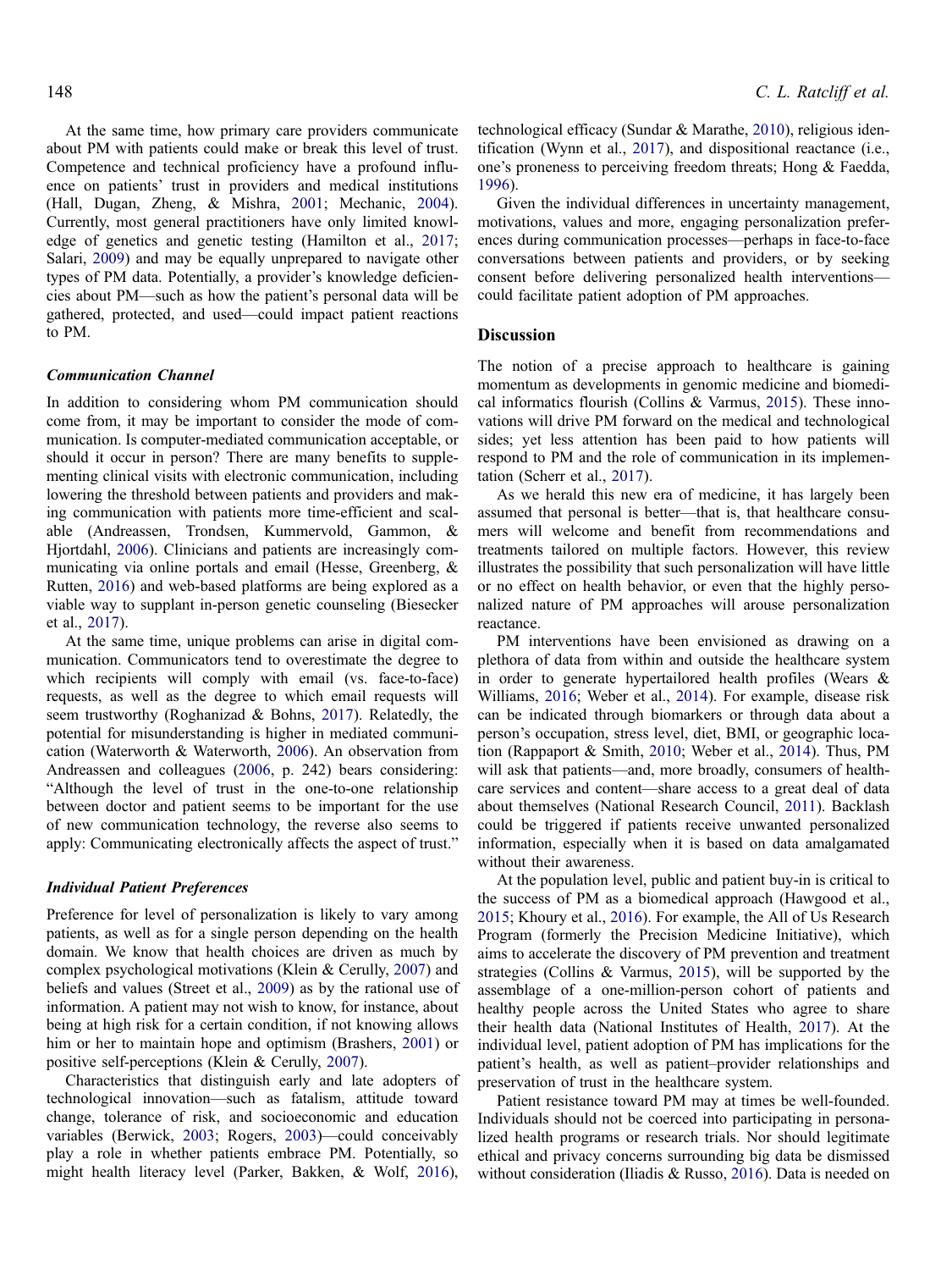At the same time, how primary care providers communicate about PM with patients could make or break this level of trust. Competence and technical proficiency have a profound influence on patients' trust in providers and medical institutions (Hall, Dugan, Zheng, & Mishra, 2001; Mechanic, 2004). Currently, most general practitioners have only limited knowledge of genetics and genetic testing (Hamilton et al., 2017; Salari, 2009) and may be equally unprepared to navigate other types of PM data. Potentially, a provider's knowledge deficiencies about PM—such as how the patient's personal data will be gathered, protected, and used—could impact patient reactions to PM.

### *Communication Channel*

In addition to considering whom PM communication should come from, it may be important to consider the mode of communication. Is computer-mediated communication acceptable, or should it occur in person? There are many benefits to supplementing clinical visits with electronic communication, including lowering the threshold between patients and providers and making communication with patients more time-efficient and scalable (Andreassen, Trondsen, Kummervold, Gammon, & Hjortdahl, 2006). Clinicians and patients are increasingly communicating via online portals and email (Hesse, Greenberg, & Rutten, 2016) and web-based platforms are being explored as a viable way to supplant in-person genetic counseling (Biesecker et al., 2017).

At the same time, unique problems can arise in digital communication. Communicators tend to overestimate the degree to which recipients will comply with email (vs. face-to-face) requests, as well as the degree to which email requests will seem trustworthy (Roghanizad & Bohns, 2017). Relatedly, the potential for misunderstanding is higher in mediated communication (Waterworth & Waterworth, 2006). An observation from Andreassen and colleagues (2006, p. 242) bears considering: "Although the level of trust in the one-to-one relationship between doctor and patient seems to be important for the use of new communication technology, the reverse also seems to apply: Communicating electronically affects the aspect of trust."

### *Individual Patient Preferences*

Preference for level of personalization is likely to vary among patients, as well as for a single person depending on the health domain. We know that health choices are driven as much by complex psychological motivations (Klein & Cerully, 2007) and beliefs and values (Street et al., 2009) as by the rational use of information. A patient may not wish to know, for instance, about being at high risk for a certain condition, if not knowing allows him or her to maintain hope and optimism (Brashers, 2001) or positive self-perceptions (Klein & Cerully, 2007).

Characteristics that distinguish early and late adopters of technological innovation—such as fatalism, attitude toward change, tolerance of risk, and socioeconomic and education variables (Berwick, 2003; Rogers, 2003)—could conceivably play a role in whether patients embrace PM. Potentially, so might health literacy level (Parker, Bakken, & Wolf, 2016), technological efficacy (Sundar & Marathe, 2010), religious identification (Wynn et al., 2017), and dispositional reactance (i.e., one's proneness to perceiving freedom threats; Hong & Faedda, 1996).

Given the individual differences in uncertainty management, motivations, values and more, engaging personalization preferences during communication processes—perhaps in face-to-face conversations between patients and providers, or by seeking consent before delivering personalized health interventions—could facilitate patient adoption of PM approaches.

## Discussion

The notion of a precise approach to healthcare is gaining momentum as developments in genomic medicine and biomedical informatics flourish (Collins & Varmus, 2015). These innovations will drive PM forward on the medical and technological sides; yet less attention has been paid to how patients will respond to PM and the role of communication in its implementation (Scherr et al., 2017).

As we herald this new era of medicine, it has largely been assumed that personal is better—that is, that healthcare consumers will welcome and benefit from recommendations and treatments tailored on multiple factors. However, this review illustrates the possibility that such personalization will have little or no effect on health behavior, or even that the highly personalized nature of PM approaches will arouse personalization reactance.

PM interventions have been envisioned as drawing on a plethora of data from within and outside the healthcare system in order to generate hypertailored health profiles (Wears & Williams, 2016; Weber et al., 2014). For example, disease risk can be indicated through biomarkers or through data about a person's occupation, stress level, diet, BMI, or geographic location (Rappaport & Smith, 2010; Weber et al., 2014). Thus, PM will ask that patients—and, more broadly, consumers of healthcare services and content—share access to a great deal of data about themselves (National Research Council, 2011). Backlash could be triggered if patients receive unwanted personalized information, especially when it is based on data amalgamated without their awareness.

At the population level, public and patient buy-in is critical to the success of PM as a biomedical approach (Hawgood et al., 2015; Khoury et al., 2016). For example, the All of Us Research Program (formerly the Precision Medicine Initiative), which aims to accelerate the discovery of PM prevention and treatment strategies (Collins & Varmus, 2015), will be supported by the assemblage of a one-million-person cohort of patients and healthy people across the United States who agree to share their health data (National Institutes of Health, 2017). At the individual level, patient adoption of PM has implications for the patient's health, as well as patient–provider relationships and preservation of trust in the healthcare system.

Patient resistance toward PM may at times be well-founded. Individuals should not be coerced into participating in personalized health programs or research trials. Nor should legitimate ethical and privacy concerns surrounding big data be dismissed without consideration (Iliadis & Russo, 2016). Data is needed on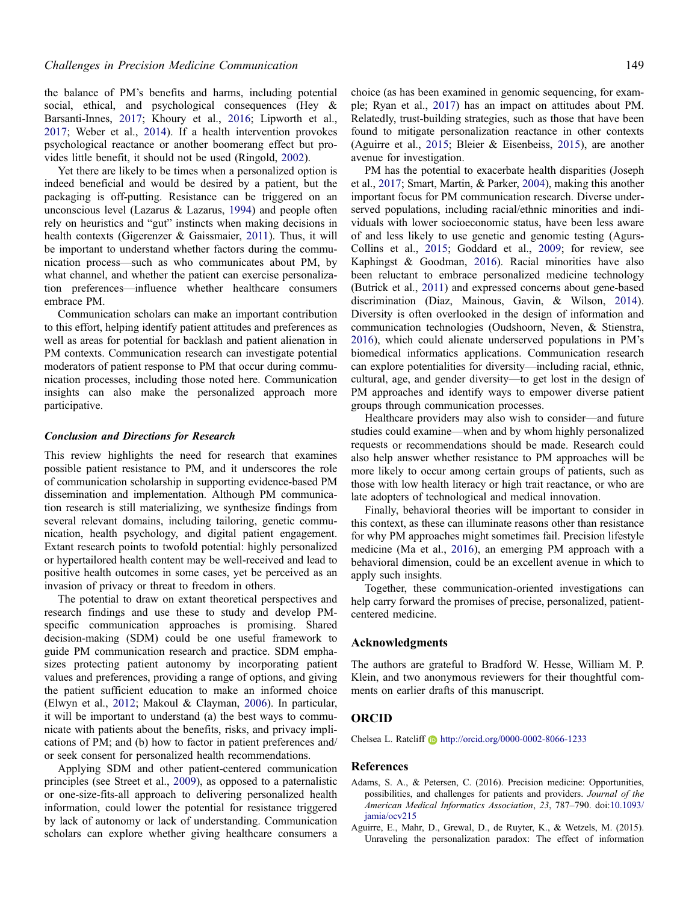the balance of PM's benefits and harms, including potential social, ethical, and psychological consequences (Hey & Barsanti-Innes, 2017; Khoury et al., 2016; Lipworth et al., 2017; Weber et al., 2014). If a health intervention provokes psychological reactance or another boomerang effect but provides little benefit, it should not be used (Ringold, 2002).

Yet there are likely to be times when a personalized option is indeed beneficial and would be desired by a patient, but the packaging is off-putting. Resistance can be triggered on an unconscious level (Lazarus & Lazarus, 1994) and people often rely on heuristics and "gut" instincts when making decisions in health contexts (Gigerenzer & Gaissmaier, 2011). Thus, it will be important to understand whether factors during the communication process—such as who communicates about PM, by what channel, and whether the patient can exercise personalization preferences—influence whether healthcare consumers embrace PM.

Communication scholars can make an important contribution to this effort, helping identify patient attitudes and preferences as well as areas for potential for backlash and patient alienation in PM contexts. Communication research can investigate potential moderators of patient response to PM that occur during communication processes, including those noted here. Communication insights can also make the personalized approach more participative.

### Conclusion and Directions for Research

This review highlights the need for research that examines possible patient resistance to PM, and it underscores the role of communication scholarship in supporting evidence-based PM dissemination and implementation. Although PM communication research is still materializing, we synthesize findings from several relevant domains, including tailoring, genetic communication, health psychology, and digital patient engagement. Extant research points to twofold potential: highly personalized or hypertailored health content may be well-received and lead to positive health outcomes in some cases, yet be perceived as an invasion of privacy or threat to freedom in others.

The potential to draw on extant theoretical perspectives and research findings and use these to study and develop PM-specific communication approaches is promising. Shared decision-making (SDM) could be one useful framework to guide PM communication research and practice. SDM emphasizes protecting patient autonomy by incorporating patient values and preferences, providing a range of options, and giving the patient sufficient education to make an informed choice (Elwyn et al., 2012; Makoul & Clayman, 2006). In particular, it will be important to understand (a) the best ways to communicate with patients about the benefits, risks, and privacy implications of PM; and (b) how to factor in patient preferences and/or seek consent for personalized health recommendations.

Applying SDM and other patient-centered communication principles (see Street et al., 2009), as opposed to a paternalistic or one-size-fits-all approach to delivering personalized health information, could lower the potential for resistance triggered by lack of autonomy or lack of understanding. Communication scholars can explore whether giving healthcare consumers a choice (as has been examined in genomic sequencing, for example; Ryan et al., 2017) has an impact on attitudes about PM. Relatedly, trust-building strategies, such as those that have been found to mitigate personalization reactance in other contexts (Aguirre et al., 2015; Bleier & Eisenbeiss, 2015), are another avenue for investigation.

PM has the potential to exacerbate health disparities (Joseph et al., 2017; Smart, Martin, & Parker, 2004), making this another important focus for PM communication research. Diverse underserved populations, including racial/ethnic minorities and individuals with lower socioeconomic status, have been less aware of and less likely to use genetic and genomic testing (Agurs-Collins et al., 2015; Goddard et al., 2009; for review, see Kaphingst & Goodman, 2016). Racial minorities have also been reluctant to embrace personalized medicine technology (Butrick et al., 2011) and expressed concerns about gene-based discrimination (Diaz, Mainous, Gavin, & Wilson, 2014). Diversity is often overlooked in the design of information and communication technologies (Oudshoorn, Neven, & Stienstra, 2016), which could alienate underserved populations in PM's biomedical informatics applications. Communication research can explore potentialities for diversity—including racial, ethnic, cultural, age, and gender diversity—to get lost in the design of PM approaches and identify ways to empower diverse patient groups through communication processes.

Healthcare providers may also wish to consider—and future studies could examine—when and by whom highly personalized requests or recommendations should be made. Research could also help answer whether resistance to PM approaches will be more likely to occur among certain groups of patients, such as those with low health literacy or high trait reactance, or who are late adopters of technological and medical innovation.

Finally, behavioral theories will be important to consider in this context, as these can illuminate reasons other than resistance for why PM approaches might sometimes fail. Precision lifestyle medicine (Ma et al., 2016), an emerging PM approach with a behavioral dimension, could be an excellent avenue in which to apply such insights.

Together, these communication-oriented investigations can help carry forward the promises of precise, personalized, patient-centered medicine.

## Acknowledgments

The authors are grateful to Bradford W. Hesse, William M. P. Klein, and two anonymous reviewers for their thoughtful comments on earlier drafts of this manuscript.

## ORCID

Chelsea L. Ratcliff http://orcid.org/0000-0002-8066-1233

## References

Adams, S. A., & Petersen, C. (2016). Precision medicine: Opportunities, possibilities, and challenges for patients and providers. *Journal of the American Medical Informatics Association*, *23*, 787–790. doi:10.1093/jamia/ocv215

Aguirre, E., Mahr, D., Grewal, D., de Ruyter, K., & Wetzels, M. (2015). Unraveling the personalization paradox: The effect of information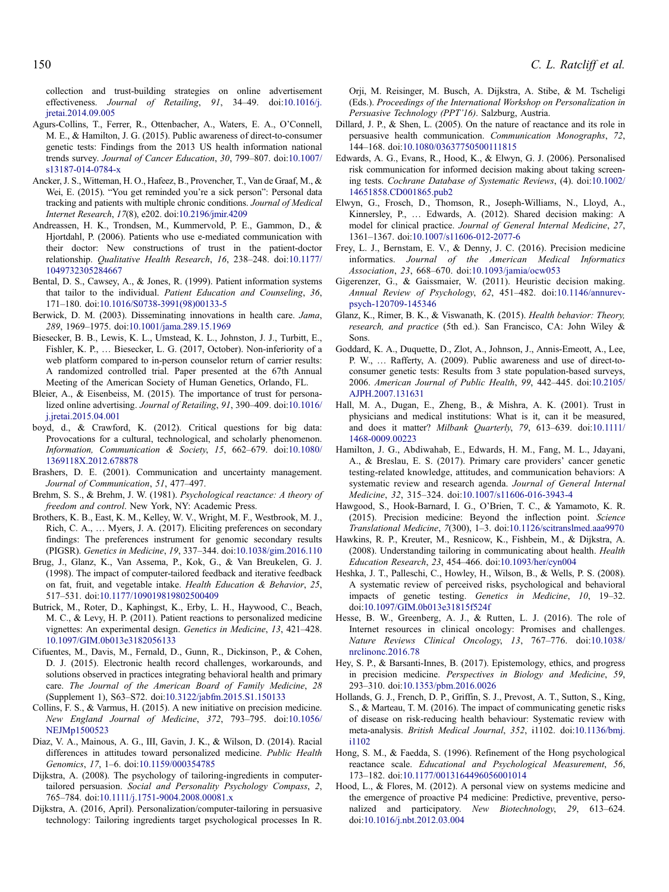collection and trust-building strategies on online advertisement effectiveness. *Journal of Retailing*, *91*, 34–49. doi:10.1016/j.jretai.2014.09.005

Agurs-Collins, T., Ferrer, R., Ottenbacher, A., Waters, E. A., O'Connell, M. E., & Hamilton, J. G. (2015). Public awareness of direct-to-consumer genetic tests: Findings from the 2013 US health information national trends survey. *Journal of Cancer Education*, *30*, 799–807. doi:10.1007/s13187-014-0784-x

Ancker, J. S., Witteman, H. O., Hafeez, B., Provencher, T., Van de Graaf, M., & Wei, E. (2015). "You get reminded you're a sick person": Personal data tracking and patients with multiple chronic conditions. *Journal of Medical Internet Research*, *17*(8), e202. doi:10.2196/jmir.4209

Andreassen, H. K., Trondsen, M., Kummervold, P. E., Gammon, D., & Hjortdahl, P. (2006). Patients who use e-mediated communication with their doctor: New constructions of trust in the patient-doctor relationship. *Qualitative Health Research*, *16*, 238–248. doi:10.1177/1049732305284667

Bental, D. S., Cawsey, A., & Jones, R. (1999). Patient information systems that tailor to the individual. *Patient Education and Counseling*, *36*, 171–180. doi:10.1016/S0738-3991(98)00133-5

Berwick, D. M. (2003). Disseminating innovations in health care. *Jama*, *289*, 1969–1975. doi:10.1001/jama.289.15.1969

Biesecker, B. B., Lewis, K. L., Umstead, K. L., Johnston, J. J., Turbitt, E., Fishler, K. P., … Biesecker, L. G. (2017, October). Non-inferiority of a web platform compared to in-person counselor return of carrier results: A randomized controlled trial. Paper presented at the 67th Annual Meeting of the American Society of Human Genetics, Orlando, FL.

Bleier, A., & Eisenbeiss, M. (2015). The importance of trust for personalized online advertising. *Journal of Retailing*, *91*, 390–409. doi:10.1016/j.jretai.2015.04.001

boyd, d., & Crawford, K. (2012). Critical questions for big data: Provocations for a cultural, technological, and scholarly phenomenon. *Information, Communication & Society*, *15*, 662–679. doi:10.1080/1369118X.2012.678878

Brashers, D. E. (2001). Communication and uncertainty management. *Journal of Communication*, *51*, 477–497.

Brehm, S. S., & Brehm, J. W. (1981). *Psychological reactance: A theory of freedom and control*. New York, NY: Academic Press.

Brothers, K. B., East, K. M., Kelley, W. V., Wright, M. F., Westbrook, M. J., Rich, C. A., … Myers, J. A. (2017). Eliciting preferences on secondary findings: The preferences instrument for genomic secondary results (PIGSR). *Genetics in Medicine*, *19*, 337–344. doi:10.1038/gim.2016.110

Brug, J., Glanz, K., Van Assema, P., Kok, G., & Van Breukelen, G. J. (1998). The impact of computer-tailored feedback and iterative feedback on fat, fruit, and vegetable intake. *Health Education & Behavior*, *25*, 517–531. doi:10.1177/109019819802500409

Butrick, M., Roter, D., Kaphingst, K., Erby, L. H., Haywood, C., Beach, M. C., & Levy, H. P. (2011). Patient reactions to personalized medicine vignettes: An experimental design. *Genetics in Medicine*, *13*, 421–428. 10.1097/GIM.0b013e3182056133

Cifuentes, M., Davis, M., Fernald, D., Gunn, R., Dickinson, P., & Cohen, D. J. (2015). Electronic health record challenges, workarounds, and solutions observed in practices integrating behavioral health and primary care. *The Journal of the American Board of Family Medicine*, *28* (Supplement 1), S63–S72. doi:10.3122/jabfm.2015.S1.150133

Collins, F. S., & Varmus, H. (2015). A new initiative on precision medicine. *New England Journal of Medicine*, *372*, 793–795. doi:10.1056/NEJMp1500523

Diaz, V. A., Mainous, A. G., III, Gavin, J. K., & Wilson, D. (2014). Racial differences in attitudes toward personalized medicine. *Public Health Genomics*, *17*, 1–6. doi:10.1159/000354785

Dijkstra, A. (2008). The psychology of tailoring-ingredients in computer-tailored persuasion. *Social and Personality Psychology Compass*, *2*, 765–784. doi:10.1111/j.1751-9004.2008.00081.x

Dijkstra, A. (2016, April). Personalization/computer-tailoring in persuasive technology: Tailoring ingredients target psychological processes In R. Orji, M. Reisinger, M. Busch, A. Dijkstra, A. Stibe, & M. Tscheligi (Eds.). *Proceedings of the International Workshop on Personalization in Persuasive Technology (PPT'16)*. Salzburg, Austria.

Dillard, J. P., & Shen, L. (2005). On the nature of reactance and its role in persuasive health communication. *Communication Monographs*, *72*, 144–168. doi:10.1080/03637750500111815

Edwards, A. G., Evans, R., Hood, K., & Elwyn, G. J. (2006). Personalised risk communication for informed decision making about taking screening tests. *Cochrane Database of Systematic Reviews*, (4). doi:10.1002/14651858.CD001865.pub2

Elwyn, G., Frosch, D., Thomson, R., Joseph-Williams, N., Lloyd, A., Kinnersley, P., … Edwards, A. (2012). Shared decision making: A model for clinical practice. *Journal of General Internal Medicine*, *27*, 1361–1367. doi:10.1007/s11606-012-2077-6

Frey, L. J., Bernstam, E. V., & Denny, J. C. (2016). Precision medicine informatics. *Journal of the American Medical Informatics Association*, *23*, 668–670. doi:10.1093/jamia/ocw053

Gigerenzer, G., & Gaissmaier, W. (2011). Heuristic decision making. *Annual Review of Psychology*, *62*, 451–482. doi:10.1146/annurev-psych-120709-145346

Glanz, K., Rimer, B. K., & Viswanath, K. (2015). *Health behavior: Theory, research, and practice* (5th ed.). San Francisco, CA: John Wiley & Sons.

Goddard, K. A., Duquette, D., Zlot, A., Johnson, J., Annis-Emeott, A., Lee, P. W., … Rafferty, A. (2009). Public awareness and use of direct-to-consumer genetic tests: Results from 3 state population-based surveys, 2006. *American Journal of Public Health*, *99*, 442–445. doi:10.2105/AJPH.2007.131631

Hall, M. A., Dugan, E., Zheng, B., & Mishra, A. K. (2001). Trust in physicians and medical institutions: What is it, can it be measured, and does it matter? *Milbank Quarterly*, *79*, 613–639. doi:10.1111/1468-0009.00223

Hamilton, J. G., Abdiwahab, E., Edwards, H. M., Fang, M. L., Jdayani, A., & Breslau, E. S. (2017). Primary care providers' cancer genetic testing-related knowledge, attitudes, and communication behaviors: A systematic review and research agenda. *Journal of General Internal Medicine*, *32*, 315–324. doi:10.1007/s11606-016-3943-4

Hawgood, S., Hook-Barnard, I. G., O'Brien, T. C., & Yamamoto, K. R. (2015). Precision medicine: Beyond the inflection point. *Science Translational Medicine*, *7*(300), 1–3. doi:10.1126/scitranslmed.aaa9970

Hawkins, R. P., Kreuter, M., Resnicow, K., Fishbein, M., & Dijkstra, A. (2008). Understanding tailoring in communicating about health. *Health Education Research*, *23*, 454–466. doi:10.1093/her/cyn004

Heshka, J. T., Palleschi, C., Howley, H., Wilson, B., & Wells, P. S. (2008). A systematic review of perceived risks, psychological and behavioral impacts of genetic testing. *Genetics in Medicine*, *10*, 19–32. doi:10.1097/GIM.0b013e31815f524f

Hesse, B. W., Greenberg, A. J., & Rutten, L. J. (2016). The role of Internet resources in clinical oncology: Promises and challenges. *Nature Reviews Clinical Oncology*, *13*, 767–776. doi:10.1038/nrclinonc.2016.78

Hey, S. P., & Barsanti-Innes, B. (2017). Epistemology, ethics, and progress in precision medicine. *Perspectives in Biology and Medicine*, *59*, 293–310. doi:10.1353/pbm.2016.0026

Hollands, G. J., French, D. P., Griffin, S. J., Prevost, A. T., Sutton, S., King, S., & Marteau, T. M. (2016). The impact of communicating genetic risks of disease on risk-reducing health behaviour: Systematic review with meta-analysis. *British Medical Journal*, *352*, i1102. doi:10.1136/bmj.i1102

Hong, S. M., & Faedda, S. (1996). Refinement of the Hong psychological reactance scale. *Educational and Psychological Measurement*, *56*, 173–182. doi:10.1177/0013164496056001014

Hood, L., & Flores, M. (2012). A personal view on systems medicine and the emergence of proactive P4 medicine: Predictive, preventive, personalized and participatory. *New Biotechnology*, *29*, 613–624. doi:10.1016/j.nbt.2012.03.004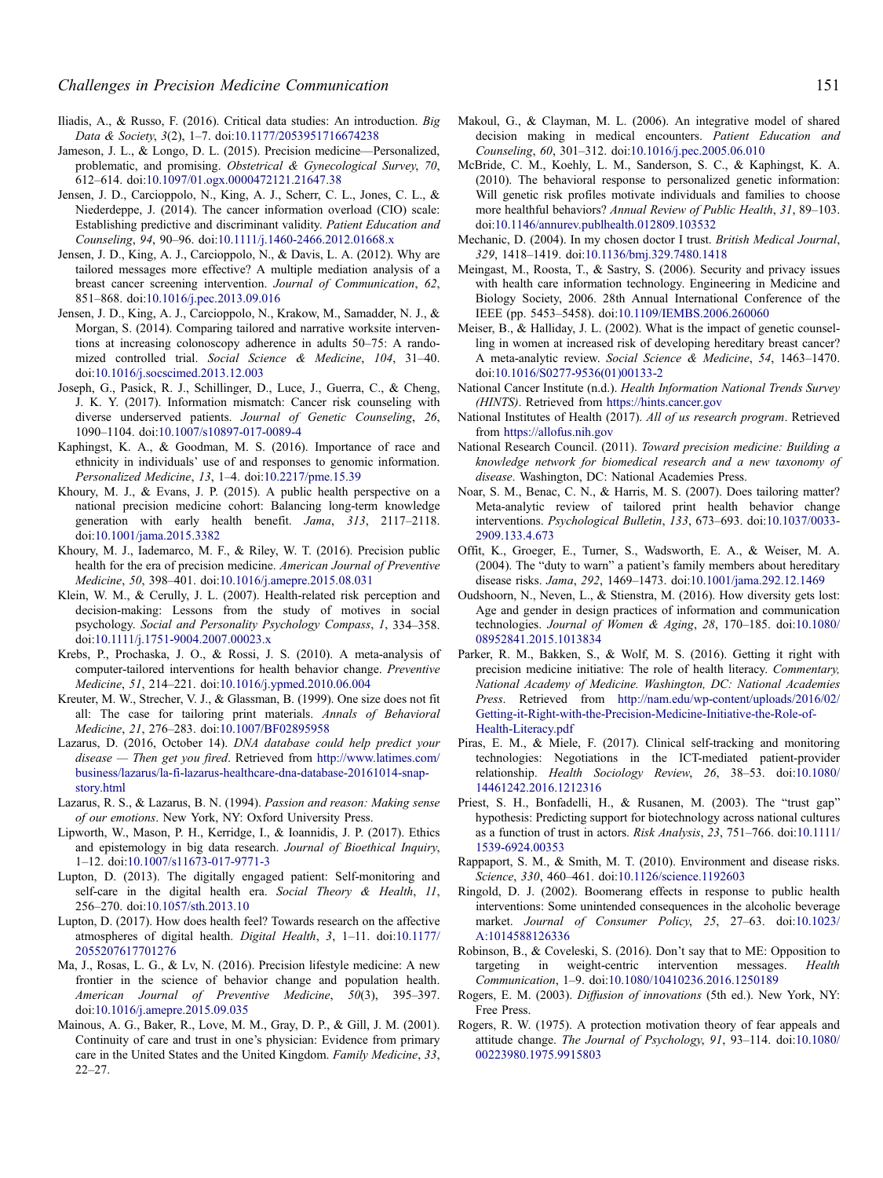Iliadis, A., & Russo, F. (2016). Critical data studies: An introduction. *Big Data & Society*, *3*(2), 1–7. doi:10.1177/2053951716674238

Jameson, J. L., & Longo, D. L. (2015). Precision medicine—Personalized, problematic, and promising. *Obstetrical & Gynecological Survey*, *70*, 612–614. doi:10.1097/01.ogx.0000472121.21647.38

Jensen, J. D., Carcioppolo, N., King, A. J., Scherr, C. L., Jones, C. L., & Niederdeppe, J. (2014). The cancer information overload (CIO) scale: Establishing predictive and discriminant validity. *Patient Education and Counseling*, *94*, 90–96. doi:10.1111/j.1460-2466.2012.01668.x

Jensen, J. D., King, A. J., Carcioppolo, N., & Davis, L. A. (2012). Why are tailored messages more effective? A multiple mediation analysis of a breast cancer screening intervention. *Journal of Communication*, *62*, 851–868. doi:10.1016/j.pec.2013.09.016

Jensen, J. D., King, A. J., Carcioppolo, N., Krakow, M., Samadder, N. J., & Morgan, S. (2014). Comparing tailored and narrative worksite interventions at increasing colonoscopy adherence in adults 50–75: A randomized controlled trial. *Social Science & Medicine*, *104*, 31–40. doi:10.1016/j.socscimed.2013.12.003

Joseph, G., Pasick, R. J., Schillinger, D., Luce, J., Guerra, C., & Cheng, J. K. Y. (2017). Information mismatch: Cancer risk counseling with diverse underserved patients. *Journal of Genetic Counseling*, *26*, 1090–1104. doi:10.1007/s10897-017-0089-4

Kaphingst, K. A., & Goodman, M. S. (2016). Importance of race and ethnicity in individuals' use of and responses to genomic information. *Personalized Medicine*, *13*, 1–4. doi:10.2217/pme.15.39

Khoury, M. J., & Evans, J. P. (2015). A public health perspective on a national precision medicine cohort: Balancing long-term knowledge generation with early health benefit. *Jama*, *313*, 2117–2118. doi:10.1001/jama.2015.3382

Khoury, M. J., Iademarco, M. F., & Riley, W. T. (2016). Precision public health for the era of precision medicine. *American Journal of Preventive Medicine*, *50*, 398–401. doi:10.1016/j.amepre.2015.08.031

Klein, W. M., & Cerully, J. L. (2007). Health-related risk perception and decision-making: Lessons from the study of motives in social psychology. *Social and Personality Psychology Compass*, *1*, 334–358. doi:10.1111/j.1751-9004.2007.00023.x

Krebs, P., Prochaska, J. O., & Rossi, J. S. (2010). A meta-analysis of computer-tailored interventions for health behavior change. *Preventive Medicine*, *51*, 214–221. doi:10.1016/j.ypmed.2010.06.004

Kreuter, M. W., Strecher, V. J., & Glassman, B. (1999). One size does not fit all: The case for tailoring print materials. *Annals of Behavioral Medicine*, *21*, 276–283. doi:10.1007/BF02895958

Lazarus, D. (2016, October 14). *DNA database could help predict your disease — Then get you fired*. Retrieved from http://www.latimes.com/business/lazarus/la-fi-lazarus-healthcare-dna-database-20161014-snap-story.html

Lazarus, R. S., & Lazarus, B. N. (1994). *Passion and reason: Making sense of our emotions*. New York, NY: Oxford University Press.

Lipworth, W., Mason, P. H., Kerridge, I., & Ioannidis, J. P. (2017). Ethics and epistemology in big data research. *Journal of Bioethical Inquiry*, 1–12. doi:10.1007/s11673-017-9771-3

Lupton, D. (2013). The digitally engaged patient: Self-monitoring and self-care in the digital health era. *Social Theory & Health*, *11*, 256–270. doi:10.1057/sth.2013.10

Lupton, D. (2017). How does health feel? Towards research on the affective atmospheres of digital health. *Digital Health*, *3*, 1–11. doi:10.1177/2055207617701276

Ma, J., Rosas, L. G., & Lv, N. (2016). Precision lifestyle medicine: A new frontier in the science of behavior change and population health. *American Journal of Preventive Medicine*, *50*(3), 395–397. doi:10.1016/j.amepre.2015.09.035

Mainous, A. G., Baker, R., Love, M. M., Gray, D. P., & Gill, J. M. (2001). Continuity of care and trust in one's physician: Evidence from primary care in the United States and the United Kingdom. *Family Medicine*, *33*, 22–27.

Makoul, G., & Clayman, M. L. (2006). An integrative model of shared decision making in medical encounters. *Patient Education and Counseling*, *60*, 301–312. doi:10.1016/j.pec.2005.06.010

McBride, C. M., Koehly, L. M., Sanderson, S. C., & Kaphingst, K. A. (2010). The behavioral response to personalized genetic information: Will genetic risk profiles motivate individuals and families to choose more healthful behaviors? *Annual Review of Public Health*, *31*, 89–103. doi:10.1146/annurev.publhealth.012809.103532

Mechanic, D. (2004). In my chosen doctor I trust. *British Medical Journal*, *329*, 1418–1419. doi:10.1136/bmj.329.7480.1418

Meingast, M., Roosta, T., & Sastry, S. (2006). Security and privacy issues with health care information technology. Engineering in Medicine and Biology Society, 2006. 28th Annual International Conference of the IEEE (pp. 5453–5458). doi:10.1109/IEMBS.2006.260060

Meiser, B., & Halliday, J. L. (2002). What is the impact of genetic counselling in women at increased risk of developing hereditary breast cancer? A meta-analytic review. *Social Science & Medicine*, *54*, 1463–1470. doi:10.1016/S0277-9536(01)00133-2

National Cancer Institute (n.d.). *Health Information National Trends Survey (HINTS)*. Retrieved from https://hints.cancer.gov

National Institutes of Health (2017). *All of us research program*. Retrieved from https://allofus.nih.gov

National Research Council. (2011). *Toward precision medicine: Building a knowledge network for biomedical research and a new taxonomy of disease*. Washington, DC: National Academies Press.

Noar, S. M., Benac, C. N., & Harris, M. S. (2007). Does tailoring matter? Meta-analytic review of tailored print health behavior change interventions. *Psychological Bulletin*, *133*, 673–693. doi:10.1037/0033-2909.133.4.673

Offit, K., Groeger, E., Turner, S., Wadsworth, E. A., & Weiser, M. A. (2004). The "duty to warn" a patient's family members about hereditary disease risks. *Jama*, *292*, 1469–1473. doi:10.1001/jama.292.12.1469

Oudshoorn, N., Neven, L., & Stienstra, M. (2016). How diversity gets lost: Age and gender in design practices of information and communication technologies. *Journal of Women & Aging*, *28*, 170–185. doi:10.1080/08952841.2015.1013834

Parker, R. M., Bakken, S., & Wolf, M. S. (2016). Getting it right with precision medicine initiative: The role of health literacy. *Commentary, National Academy of Medicine. Washington, DC: National Academies Press*. Retrieved from http://nam.edu/wp-content/uploads/2016/02/Getting-it-Right-with-the-Precision-Medicine-Initiative-the-Role-of-Health-Literacy.pdf

Piras, E. M., & Miele, F. (2017). Clinical self-tracking and monitoring technologies: Negotiations in the ICT-mediated patient-provider relationship. *Health Sociology Review*, *26*, 38–53. doi:10.1080/14461242.2016.1212316

Priest, S. H., Bonfadelli, H., & Rusanen, M. (2003). The "trust gap" hypothesis: Predicting support for biotechnology across national cultures as a function of trust in actors. *Risk Analysis*, *23*, 751–766. doi:10.1111/1539-6924.00353

Rappaport, S. M., & Smith, M. T. (2010). Environment and disease risks. *Science*, *330*, 460–461. doi:10.1126/science.1192603

Ringold, D. J. (2002). Boomerang effects in response to public health interventions: Some unintended consequences in the alcoholic beverage market. *Journal of Consumer Policy*, *25*, 27–63. doi:10.1023/A:1014588126336

Robinson, B., & Coveleski, S. (2016). Don't say that to ME: Opposition to targeting in weight-centric intervention messages. *Health Communication*, 1–9. doi:10.1080/10410236.2016.1250189

Rogers, E. M. (2003). *Diffusion of innovations* (5th ed.). New York, NY: Free Press.

Rogers, R. W. (1975). A protection motivation theory of fear appeals and attitude change. *The Journal of Psychology*, *91*, 93–114. doi:10.1080/00223980.1975.9915803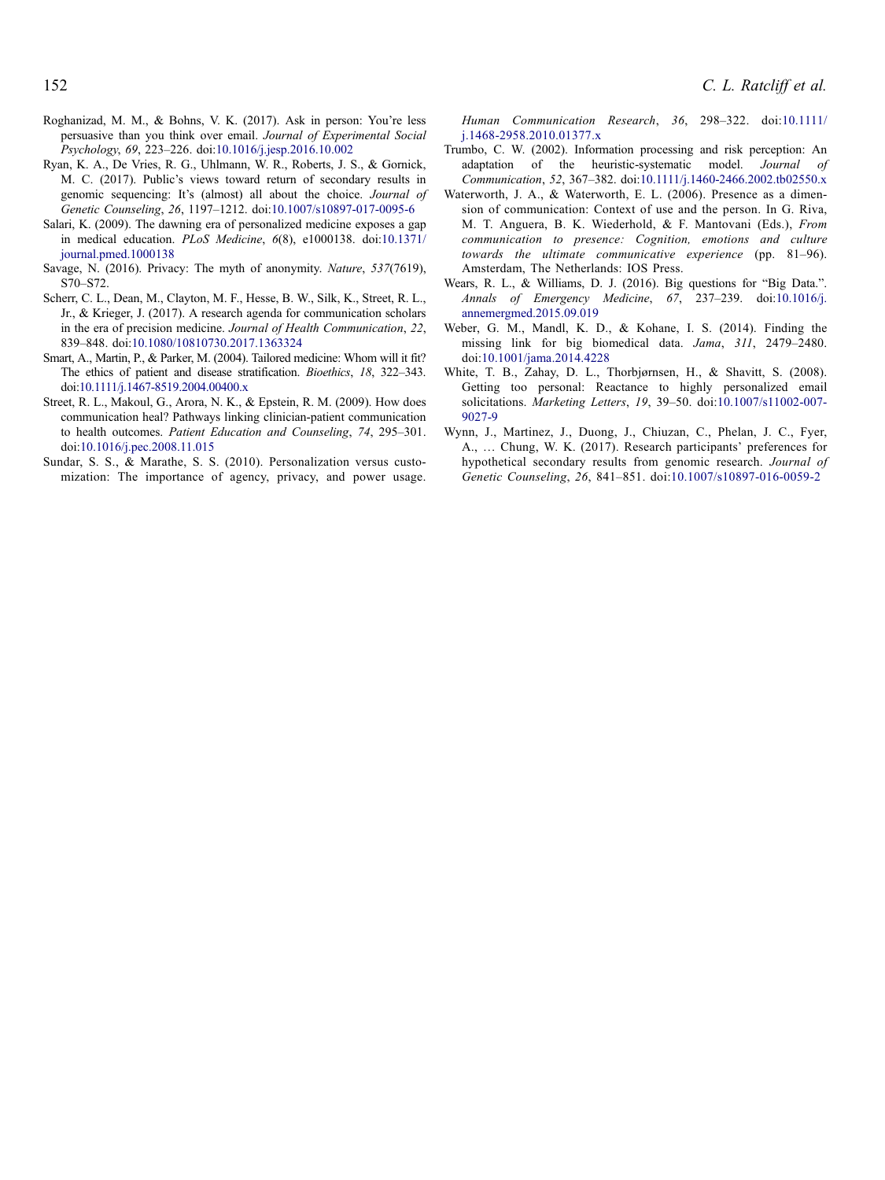Roghanizad, M. M., & Bohns, V. K. (2017). Ask in person: You're less persuasive than you think over email. *Journal of Experimental Social Psychology*, *69*, 223–226. doi:10.1016/j.jesp.2016.10.002

Ryan, K. A., De Vries, R. G., Uhlmann, W. R., Roberts, J. S., & Gornick, M. C. (2017). Public's views toward return of secondary results in genomic sequencing: It's (almost) all about the choice. *Journal of Genetic Counseling*, *26*, 1197–1212. doi:10.1007/s10897-017-0095-6

Salari, K. (2009). The dawning era of personalized medicine exposes a gap in medical education. *PLoS Medicine*, *6*(8), e1000138. doi:10.1371/journal.pmed.1000138

Savage, N. (2016). Privacy: The myth of anonymity. *Nature*, *537*(7619), S70–S72.

Scherr, C. L., Dean, M., Clayton, M. F., Hesse, B. W., Silk, K., Street, R. L., Jr., & Krieger, J. (2017). A research agenda for communication scholars in the era of precision medicine. *Journal of Health Communication*, *22*, 839–848. doi:10.1080/10810730.2017.1363324

Smart, A., Martin, P., & Parker, M. (2004). Tailored medicine: Whom will it fit? The ethics of patient and disease stratification. *Bioethics*, *18*, 322–343. doi:10.1111/j.1467-8519.2004.00400.x

Street, R. L., Makoul, G., Arora, N. K., & Epstein, R. M. (2009). How does communication heal? Pathways linking clinician-patient communication to health outcomes. *Patient Education and Counseling*, *74*, 295–301. doi:10.1016/j.pec.2008.11.015

Sundar, S. S., & Marathe, S. S. (2010). Personalization versus customization: The importance of agency, privacy, and power usage. *Human Communication Research*, *36*, 298–322. doi:10.1111/j.1468-2958.2010.01377.x

Trumbo, C. W. (2002). Information processing and risk perception: An adaptation of the heuristic-systematic model. *Journal of Communication*, *52*, 367–382. doi:10.1111/j.1460-2466.2002.tb02550.x

Waterworth, J. A., & Waterworth, E. L. (2006). Presence as a dimension of communication: Context of use and the person. In G. Riva, M. T. Anguera, B. K. Wiederhold, & F. Mantovani (Eds.), *From communication to presence: Cognition, emotions and culture towards the ultimate communicative experience* (pp. 81–96). Amsterdam, The Netherlands: IOS Press.

Wears, R. L., & Williams, D. J. (2016). Big questions for "Big Data.". *Annals of Emergency Medicine*, *67*, 237–239. doi:10.1016/j.annemergmed.2015.09.019

Weber, G. M., Mandl, K. D., & Kohane, I. S. (2014). Finding the missing link for big biomedical data. *Jama*, *311*, 2479–2480. doi:10.1001/jama.2014.4228

White, T. B., Zahay, D. L., Thorbjørnsen, H., & Shavitt, S. (2008). Getting too personal: Reactance to highly personalized email solicitations. *Marketing Letters*, *19*, 39–50. doi:10.1007/s11002-007-9027-9

Wynn, J., Martinez, J., Duong, J., Chiuzan, C., Phelan, J. C., Fyer, A., … Chung, W. K. (2017). Research participants' preferences for hypothetical secondary results from genomic research. *Journal of Genetic Counseling*, *26*, 841–851. doi:10.1007/s10897-016-0059-2